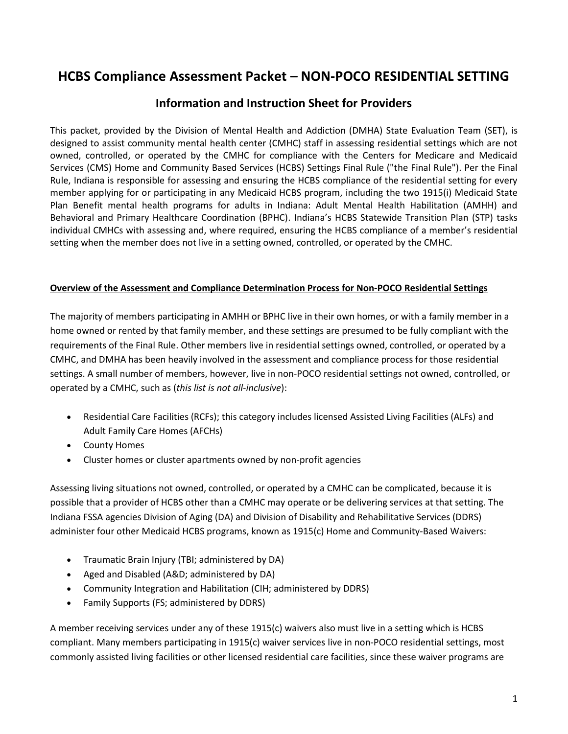# HCBS Compliance Assessment Packet – NON-POCO RESIDENTIAL SETTING

## Information and Instruction Sheet for Providers

This packet, provided by the Division of Mental Health and Addiction (DMHA) State Evaluation Team (SET), is designed to assist community mental health center (CMHC) staff in assessing residential settings which are not owned, controlled, or operated by the CMHC for compliance with the Centers for Medicare and Medicaid Services (CMS) Home and Community Based Services (HCBS) Settings Final Rule ("the Final Rule"). Per the Final Rule, Indiana is responsible for assessing and ensuring the HCBS compliance of the residential setting for every member applying for or participating in any Medicaid HCBS program, including the two 1915(i) Medicaid State Plan Benefit mental health programs for adults in Indiana: Adult Mental Health Habilitation (AMHH) and Behavioral and Primary Healthcare Coordination (BPHC). Indiana's HCBS Statewide Transition Plan (STP) tasks individual CMHCs with assessing and, where required, ensuring the HCBS compliance of a member's residential setting when the member does not live in a setting owned, controlled, or operated by the CMHC.

**Overview of the Assessment and Compliance Determination Process for Non-POCO Residential Settings**

The majority of members participating in AMHH or BPHC live in their own homes, or with a family member in a home owned or rented by that family member, and these settings are presumed to be fully compliant with the requirements of the Final Rule. Other members live in residential settings owned, controlled, or operated by a CMHC, and DMHA has been heavily involved in the assessment and compliance process for those residential settings. A small number of members, however, live in non-POCO residential settings not owned, controlled, or operated by a CMHC, such as (*this list is not all-inclusive*):

- Residential Care Facilities (RCFs); this category includes licensed Assisted Living Facilities (ALFs) and Adult Family Care Homes (AFCHs)
- County Homes
- Cluster homes or cluster apartments owned by non-profit agencies

Assessing living situations not owned, controlled, or operated by a CMHC can be complicated, because it is possible that a provider of HCBS other than a CMHC may operate or be delivering services at that setting. The Indiana FSSA agencies Division of Aging (DA) and Division of Disability and Rehabilitative Services (DDRS) administer four other Medicaid HCBS programs, known as 1915(c) Home and Community-Based Waivers:

- Traumatic Brain Injury (TBI; administered by DA)
- Aged and Disabled (A&D; administered by DA)
- Community Integration and Habilitation (CIH; administered by DDRS)
- Family Supports (FS; administered by DDRS)

A member receiving services under any of these 1915(c) waivers also must live in a setting which is HCBS compliant. Many members participating in 1915(c) waiver services live in non-POCO residential settings, most commonly assisted living facilities or other licensed residential care facilities, since these waiver programs are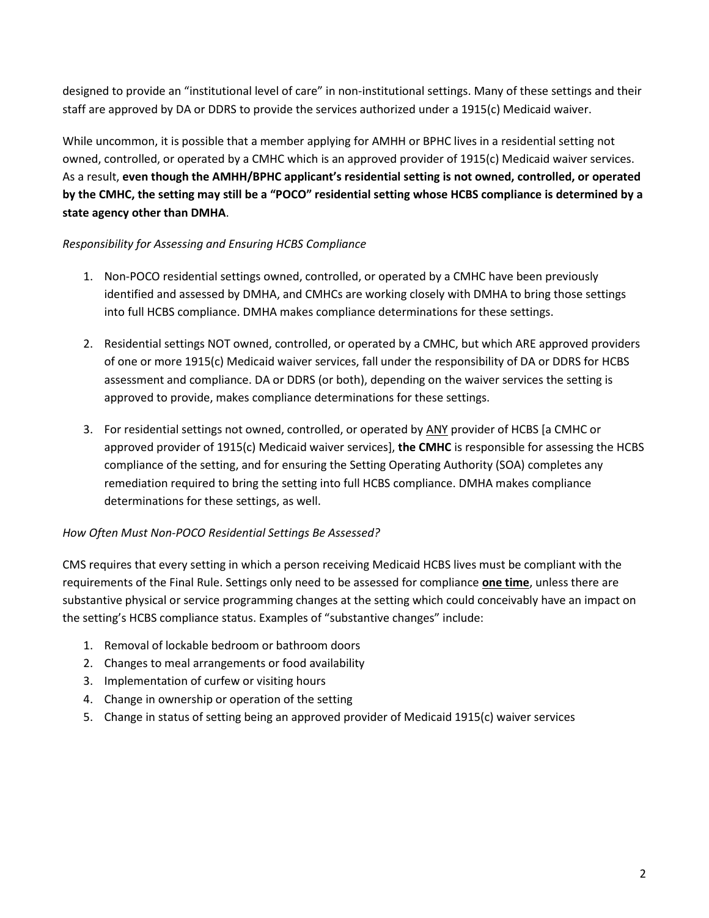designed to provide an "institutional level of care" in non-institutional settings. Many of these settings and their staff are approved by DA or DDRS to provide the services authorized under a 1915(c) Medicaid waiver.

While uncommon, it is possible that a member applying for AMHH or BPHC lives in a residential setting not owned, controlled, or operated by a CMHC which is an approved provider of 1915(c) Medicaid waiver services. As a result, **even though the AMHH/BPHC applicant's residential setting is not owned, controlled, or operated by the CMHC, the setting may still be a "POCO" residential setting whose HCBS compliance is determined by a state agency other than DMHA**.

*Responsibility for Assessing and Ensuring HCBS Compliance*

1. Non-POCO residential settings owned, controlled, or operated by a CMHC have been previously identified and assessed by DMHA, and CMHCs are working closely with DMHA to bring those settings into full HCBS compliance. DMHA makes compliance determinations for these settings.
2. Residential settings NOT owned, controlled, or operated by a CMHC, but which ARE approved providers of one or more 1915(c) Medicaid waiver services, fall under the responsibility of DA or DDRS for HCBS assessment and compliance. DA or DDRS (or both), depending on the waiver services the setting is approved to provide, makes compliance determinations for these settings.
3. For residential settings not owned, controlled, or operated by <u>ANY</u> provider of HCBS [a CMHC or approved provider of 1915(c) Medicaid waiver services], **the CMHC** is responsible for assessing the HCBS compliance of the setting, and for ensuring the Setting Operating Authority (SOA) completes any remediation required to bring the setting into full HCBS compliance. DMHA makes compliance determinations for these settings, as well.

*How Often Must Non-POCO Residential Settings Be Assessed?*

CMS requires that every setting in which a person receiving Medicaid HCBS lives must be compliant with the requirements of the Final Rule. Settings only need to be assessed for compliance **<u>one time</u>**, unless there are substantive physical or service programming changes at the setting which could conceivably have an impact on the setting's HCBS compliance status. Examples of "substantive changes" include:

1. Removal of lockable bedroom or bathroom doors
2. Changes to meal arrangements or food availability
3. Implementation of curfew or visiting hours
4. Change in ownership or operation of the setting
5. Change in status of setting being an approved provider of Medicaid 1915(c) waiver services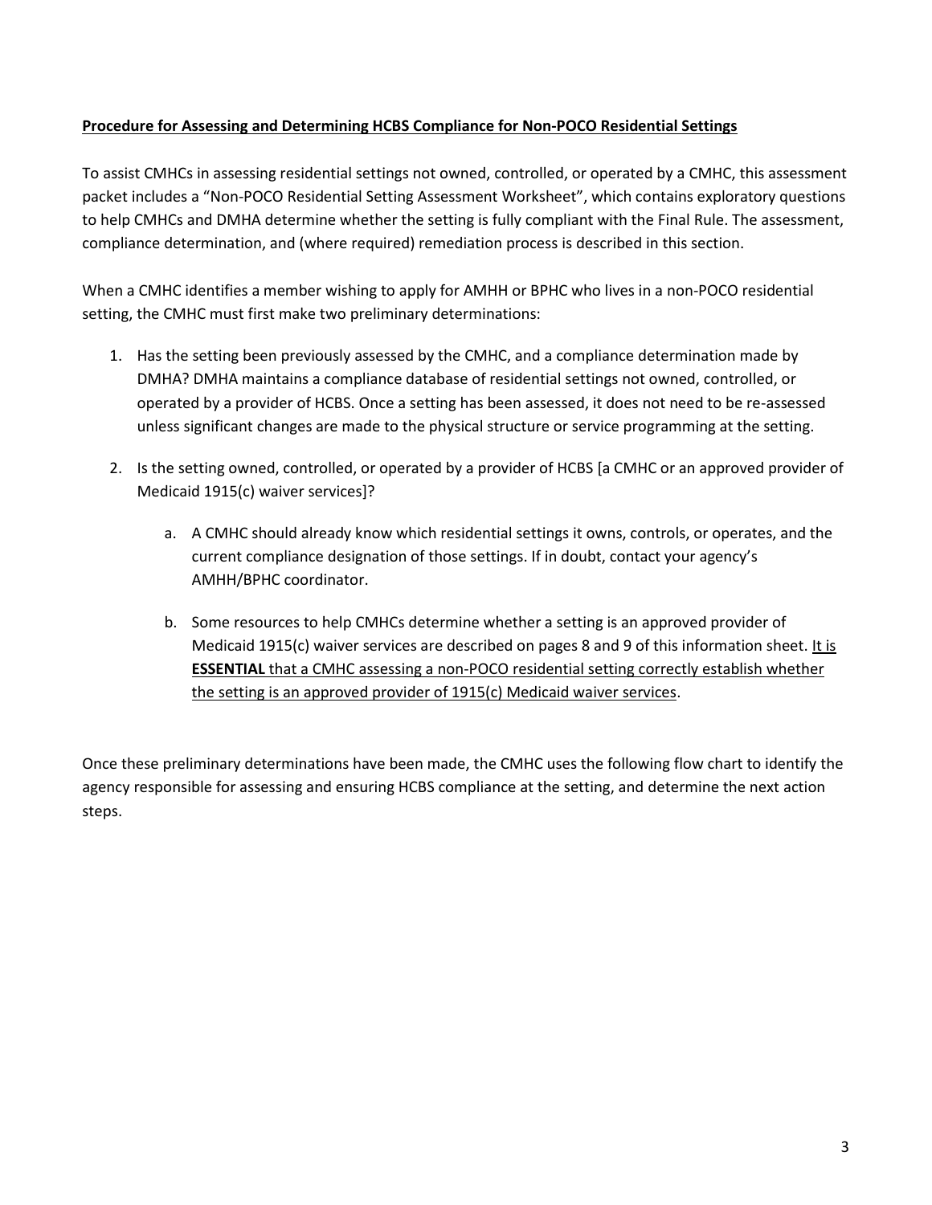**Procedure for Assessing and Determining HCBS Compliance for Non-POCO Residential Settings**

To assist CMHCs in assessing residential settings not owned, controlled, or operated by a CMHC, this assessment packet includes a "Non-POCO Residential Setting Assessment Worksheet", which contains exploratory questions to help CMHCs and DMHA determine whether the setting is fully compliant with the Final Rule. The assessment, compliance determination, and (where required) remediation process is described in this section.

When a CMHC identifies a member wishing to apply for AMHH or BPHC who lives in a non-POCO residential setting, the CMHC must first make two preliminary determinations:

1. Has the setting been previously assessed by the CMHC, and a compliance determination made by DMHA? DMHA maintains a compliance database of residential settings not owned, controlled, or operated by a provider of HCBS. Once a setting has been assessed, it does not need to be re-assessed unless significant changes are made to the physical structure or service programming at the setting.

2. Is the setting owned, controlled, or operated by a provider of HCBS [a CMHC or an approved provider of Medicaid 1915(c) waiver services]?

   a. A CMHC should already know which residential settings it owns, controls, or operates, and the current compliance designation of those settings. If in doubt, contact your agency's AMHH/BPHC coordinator.

   b. Some resources to help CMHCs determine whether a setting is an approved provider of Medicaid 1915(c) waiver services are described on pages 8 and 9 of this information sheet. It is **ESSENTIAL** that a CMHC assessing a non-POCO residential setting correctly establish whether the setting is an approved provider of 1915(c) Medicaid waiver services.

Once these preliminary determinations have been made, the CMHC uses the following flow chart to identify the agency responsible for assessing and ensuring HCBS compliance at the setting, and determine the next action steps.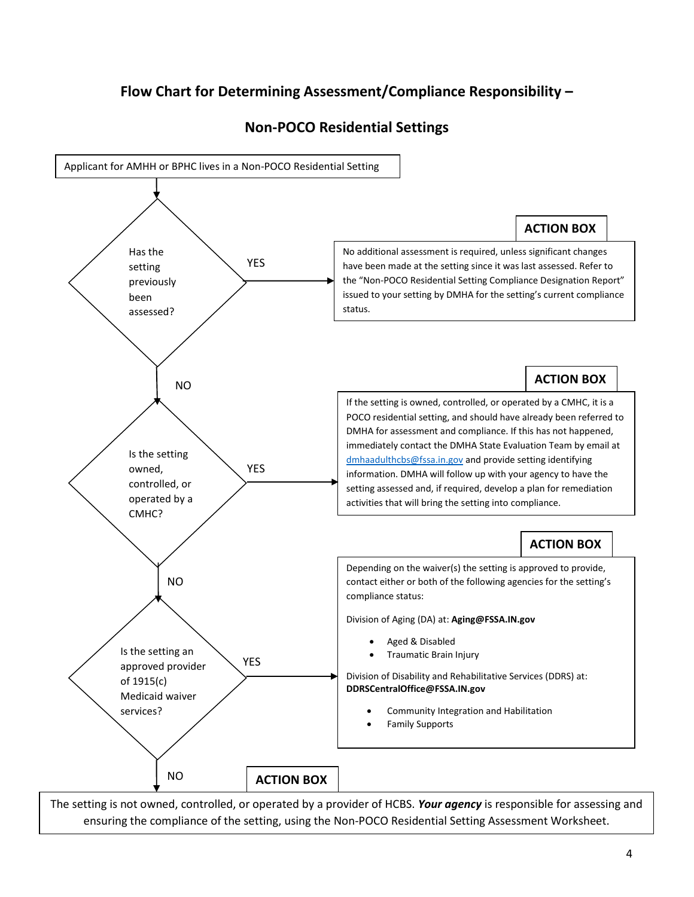# Flow Chart for Determining Assessment/Compliance Responsibility –

## Non-POCO Residential Settings

Applicant for AMHH or BPHC lives in a Non-POCO Residential Setting

**Has the setting previously been assessed?**

YES →

**ACTION BOX**

No additional assessment is required, unless significant changes have been made at the setting since it was last assessed. Refer to the "Non-POCO Residential Setting Compliance Designation Report" issued to your setting by DMHA for the setting's current compliance status.

NO ↓

**Is the setting owned, controlled, or operated by a CMHC?**

YES →

**ACTION BOX**

If the setting is owned, controlled, or operated by a CMHC, it is a POCO residential setting, and should have already been referred to DMHA for assessment and compliance. If this has not happened, immediately contact the DMHA State Evaluation Team by email at dmhaadulthcbs@fssa.in.gov and provide setting identifying information. DMHA will follow up with your agency to have the setting assessed and, if required, develop a plan for remediation activities that will bring the setting into compliance.

NO ↓

**Is the setting an approved provider of 1915(c) Medicaid waiver services?**

YES →

**ACTION BOX**

Depending on the waiver(s) the setting is approved to provide, contact either or both of the following agencies for the setting's compliance status:

Division of Aging (DA) at: **Aging@FSSA.IN.gov**

- Aged & Disabled
- Traumatic Brain Injury

Division of Disability and Rehabilitative Services (DDRS) at: **DDRSCentralOffice@FSSA.IN.gov**

- Community Integration and Habilitation
- Family Supports

NO ↓

**ACTION BOX**

The setting is not owned, controlled, or operated by a provider of HCBS. ***Your agency*** is responsible for assessing and ensuring the compliance of the setting, using the Non-POCO Residential Setting Assessment Worksheet.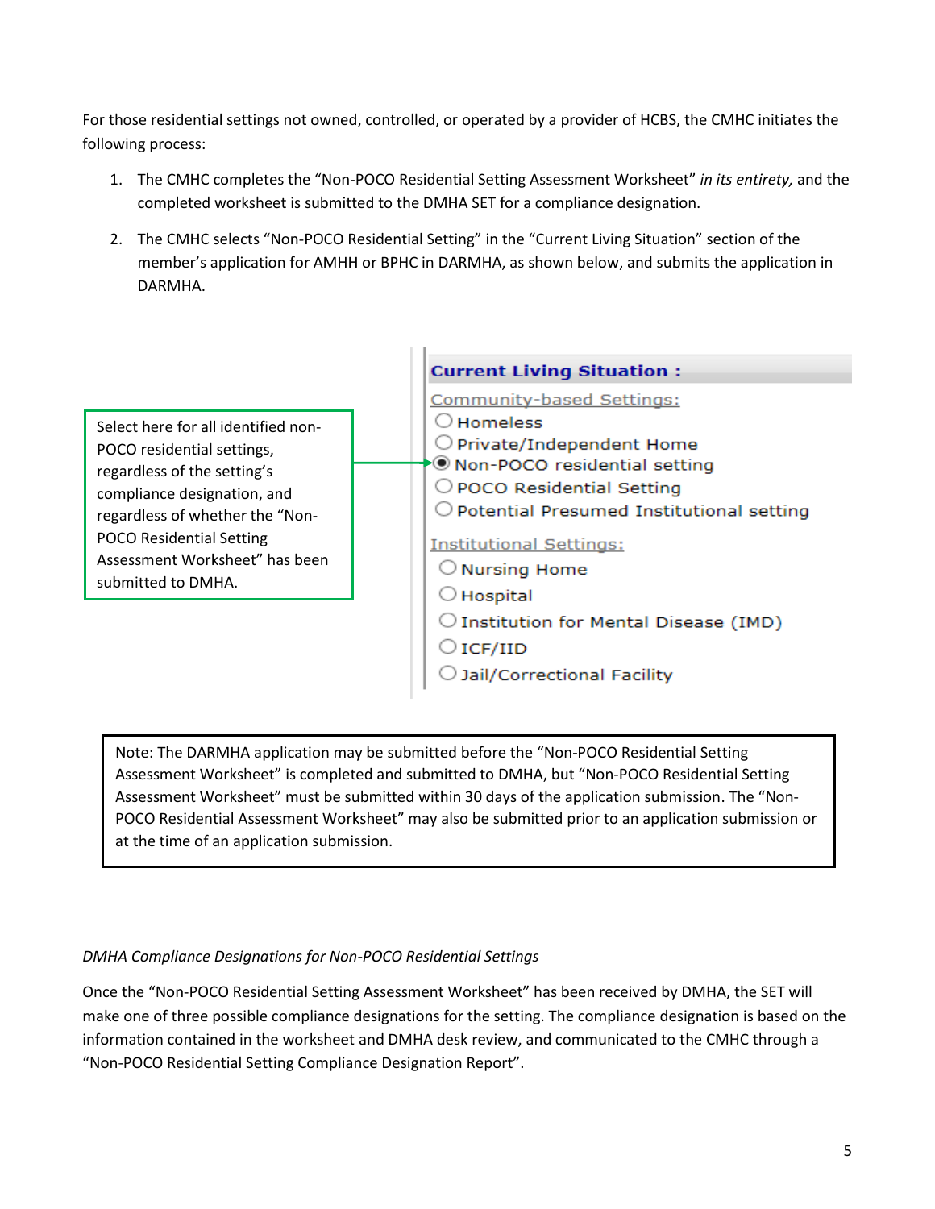For those residential settings not owned, controlled, or operated by a provider of HCBS, the CMHC initiates the following process:

1. The CMHC completes the "Non-POCO Residential Setting Assessment Worksheet" *in its entirety,* and the completed worksheet is submitted to the DMHA SET for a compliance designation.

2. The CMHC selects "Non-POCO Residential Setting" in the "Current Living Situation" section of the member's application for AMHH or BPHC in DARMHA, as shown below, and submits the application in DARMHA.

Select here for all identified non-POCO residential settings, regardless of the setting's compliance designation, and regardless of whether the "Non-POCO Residential Setting Assessment Worksheet" has been submitted to DMHA.

**Current Living Situation :**

Community-based Settings:

- ○ Homeless
- ○ Private/Independent Home
- ◉ Non-POCO residential setting
- ○ POCO Residential Setting
- ○ Potential Presumed Institutional setting

Institutional Settings:

- ○ Nursing Home
- ○ Hospital
- ○ Institution for Mental Disease (IMD)
- ○ ICF/IID
- ○ Jail/Correctional Facility

> Note: The DARMHA application may be submitted before the "Non-POCO Residential Setting Assessment Worksheet" is completed and submitted to DMHA, but "Non-POCO Residential Setting Assessment Worksheet" must be submitted within 30 days of the application submission. The "Non-POCO Residential Assessment Worksheet" may also be submitted prior to an application submission or at the time of an application submission.

*DMHA Compliance Designations for Non-POCO Residential Settings*

Once the "Non-POCO Residential Setting Assessment Worksheet" has been received by DMHA, the SET will make one of three possible compliance designations for the setting. The compliance designation is based on the information contained in the worksheet and DMHA desk review, and communicated to the CMHC through a "Non-POCO Residential Setting Compliance Designation Report".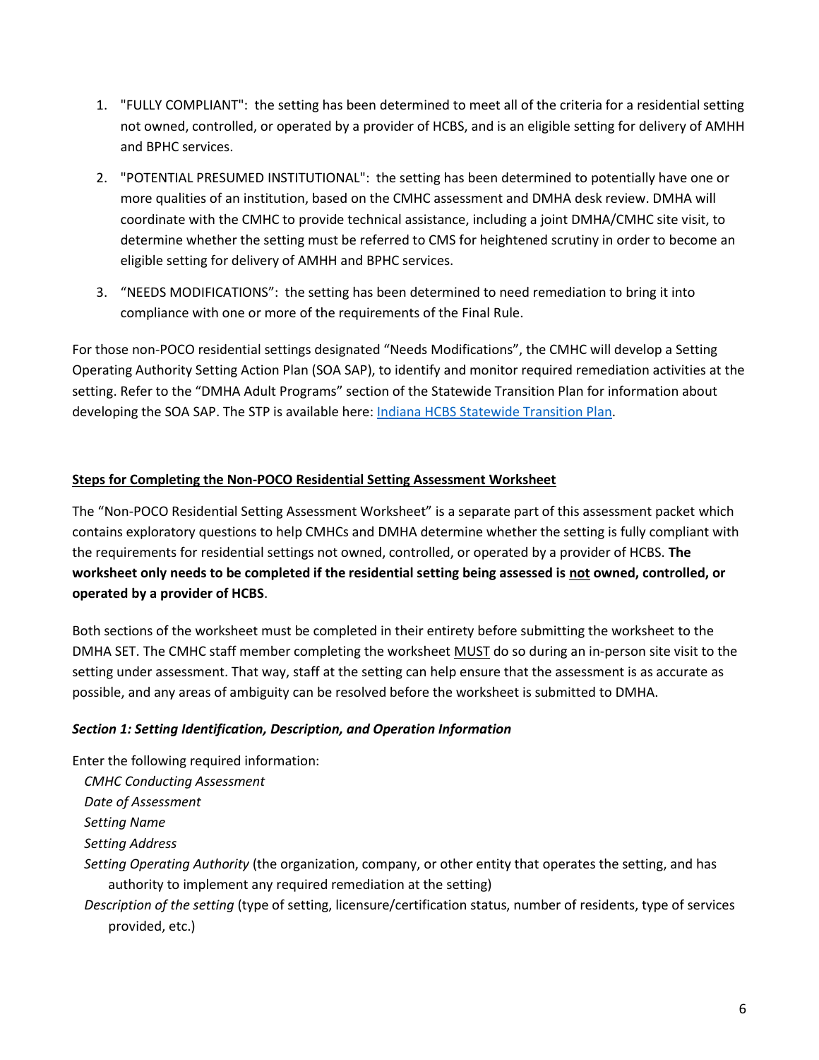1. "FULLY COMPLIANT": the setting has been determined to meet all of the criteria for a residential setting not owned, controlled, or operated by a provider of HCBS, and is an eligible setting for delivery of AMHH and BPHC services.
2. "POTENTIAL PRESUMED INSTITUTIONAL": the setting has been determined to potentially have one or more qualities of an institution, based on the CMHC assessment and DMHA desk review. DMHA will coordinate with the CMHC to provide technical assistance, including a joint DMHA/CMHC site visit, to determine whether the setting must be referred to CMS for heightened scrutiny in order to become an eligible setting for delivery of AMHH and BPHC services.
3. "NEEDS MODIFICATIONS": the setting has been determined to need remediation to bring it into compliance with one or more of the requirements of the Final Rule.

For those non-POCO residential settings designated "Needs Modifications", the CMHC will develop a Setting Operating Authority Setting Action Plan (SOA SAP), to identify and monitor required remediation activities at the setting. Refer to the "DMHA Adult Programs" section of the Statewide Transition Plan for information about developing the SOA SAP. The STP is available here: Indiana HCBS Statewide Transition Plan.

## Steps for Completing the Non-POCO Residential Setting Assessment Worksheet

The "Non-POCO Residential Setting Assessment Worksheet" is a separate part of this assessment packet which contains exploratory questions to help CMHCs and DMHA determine whether the setting is fully compliant with the requirements for residential settings not owned, controlled, or operated by a provider of HCBS. **The worksheet only needs to be completed if the residential setting being assessed is not owned, controlled, or operated by a provider of HCBS**.

Both sections of the worksheet must be completed in their entirety before submitting the worksheet to the DMHA SET. The CMHC staff member completing the worksheet MUST do so during an in-person site visit to the setting under assessment. That way, staff at the setting can help ensure that the assessment is as accurate as possible, and any areas of ambiguity can be resolved before the worksheet is submitted to DMHA.

### *Section 1: Setting Identification, Description, and Operation Information*

Enter the following required information:

*CMHC Conducting Assessment*
*Date of Assessment*
*Setting Name*
*Setting Address*
*Setting Operating Authority* (the organization, company, or other entity that operates the setting, and has authority to implement any required remediation at the setting)
*Description of the setting* (type of setting, licensure/certification status, number of residents, type of services provided, etc.)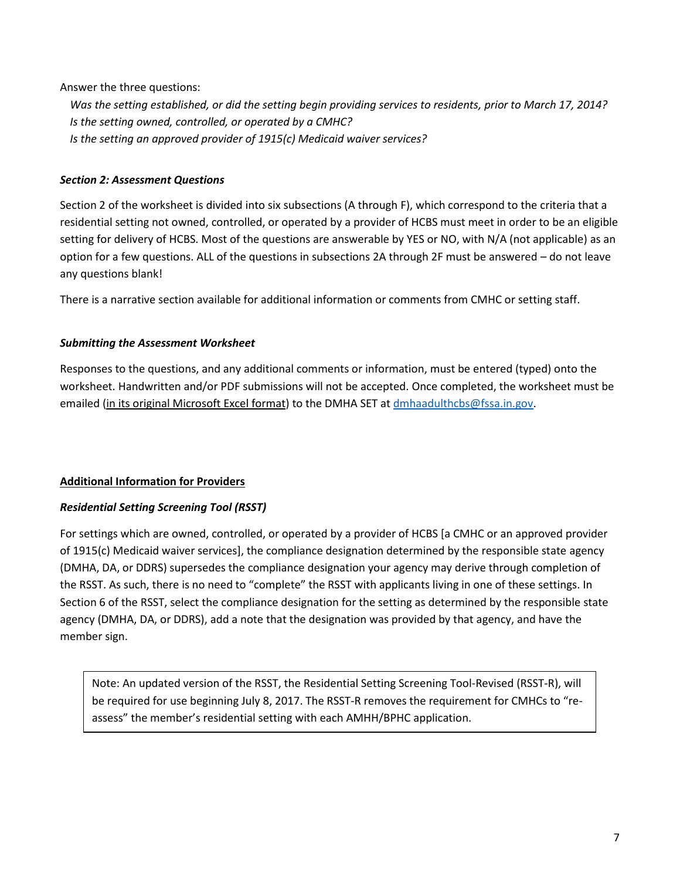Answer the three questions:

*Was the setting established, or did the setting begin providing services to residents, prior to March 17, 2014?*
*Is the setting owned, controlled, or operated by a CMHC?*
*Is the setting an approved provider of 1915(c) Medicaid waiver services?*

### *Section 2: Assessment Questions*

Section 2 of the worksheet is divided into six subsections (A through F), which correspond to the criteria that a residential setting not owned, controlled, or operated by a provider of HCBS must meet in order to be an eligible setting for delivery of HCBS. Most of the questions are answerable by YES or NO, with N/A (not applicable) as an option for a few questions. ALL of the questions in subsections 2A through 2F must be answered – do not leave any questions blank!

There is a narrative section available for additional information or comments from CMHC or setting staff.

### *Submitting the Assessment Worksheet*

Responses to the questions, and any additional comments or information, must be entered (typed) onto the worksheet. Handwritten and/or PDF submissions will not be accepted. Once completed, the worksheet must be emailed (in its original Microsoft Excel format) to the DMHA SET at dmhaadulthcbs@fssa.in.gov.

## **Additional Information for Providers**

### *Residential Setting Screening Tool (RSST)*

For settings which are owned, controlled, or operated by a provider of HCBS [a CMHC or an approved provider of 1915(c) Medicaid waiver services], the compliance designation determined by the responsible state agency (DMHA, DA, or DDRS) supersedes the compliance designation your agency may derive through completion of the RSST. As such, there is no need to "complete" the RSST with applicants living in one of these settings. In Section 6 of the RSST, select the compliance designation for the setting as determined by the responsible state agency (DMHA, DA, or DDRS), add a note that the designation was provided by that agency, and have the member sign.

> Note: An updated version of the RSST, the Residential Setting Screening Tool-Revised (RSST-R), will be required for use beginning July 8, 2017. The RSST-R removes the requirement for CMHCs to "re-assess" the member's residential setting with each AMHH/BPHC application.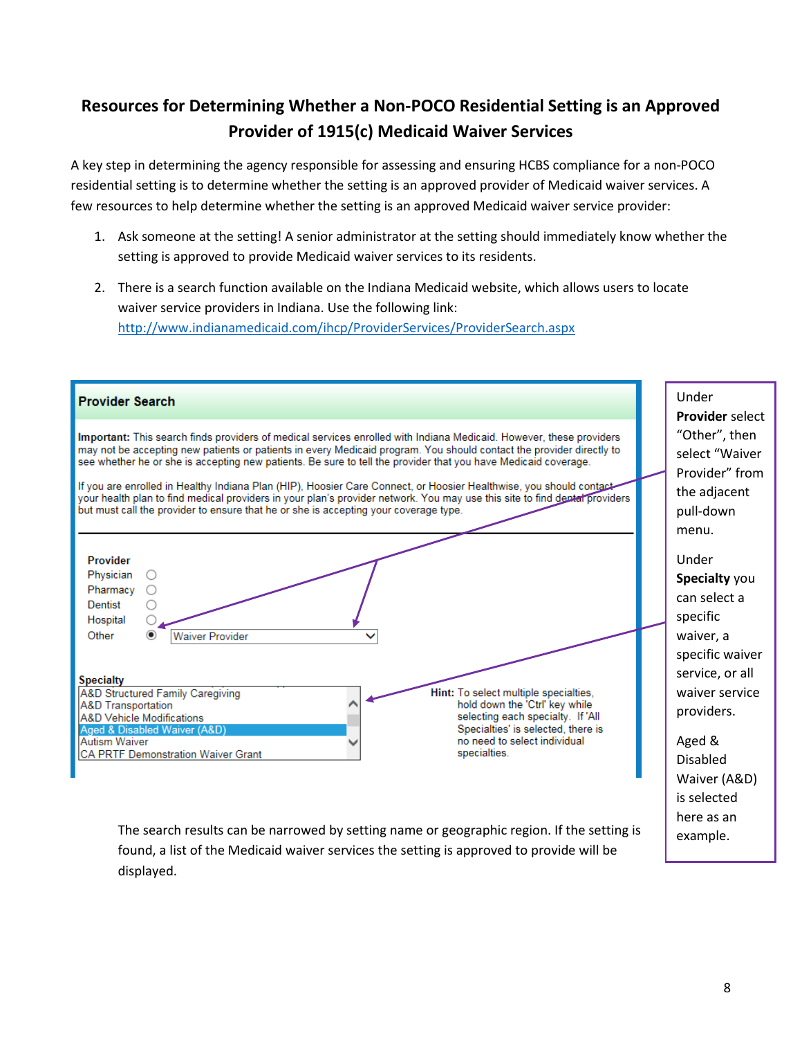# Resources for Determining Whether a Non-POCO Residential Setting is an Approved Provider of 1915(c) Medicaid Waiver Services

A key step in determining the agency responsible for assessing and ensuring HCBS compliance for a non-POCO residential setting is to determine whether the setting is an approved provider of Medicaid waiver services. A few resources to help determine whether the setting is an approved Medicaid waiver service provider:

1. Ask someone at the setting! A senior administrator at the setting should immediately know whether the setting is approved to provide Medicaid waiver services to its residents.
2. There is a search function available on the Indiana Medicaid website, which allows users to locate waiver service providers in Indiana. Use the following link: http://www.indianamedicaid.com/ihcp/ProviderServices/ProviderSearch.aspx

**Provider Search**

**Important:** This search finds providers of medical services enrolled with Indiana Medicaid. However, these providers may not be accepting new patients or patients in every Medicaid program. You should contact the provider directly to see whether he or she is accepting new patients. Be sure to tell the provider that you have Medicaid coverage.

If you are enrolled in Healthy Indiana Plan (HIP), Hoosier Care Connect, or Hoosier Healthwise, you should contact your health plan to find medical providers in your plan's provider network. You may use this site to find dental providers but must call the provider to ensure that he or she is accepting your coverage type.

**Provider**
- Physician
- Pharmacy
- Dentist
- Hospital
- Other — Waiver Provider

**Specialty**
- A&D Structured Family Caregiving
- A&D Transportation
- A&D Vehicle Modifications
- Aged & Disabled Waiver (A&D)
- Autism Waiver
- CA PRTF Demonstration Waiver Grant

**Hint:** To select multiple specialties, hold down the 'Ctrl' key while selecting each specialty. If 'All Specialties' is selected, there is no need to select individual specialties.

Under **Provider** select "Other", then select "Waiver Provider" from the adjacent pull-down menu.

Under **Specialty** you can select a specific waiver, a specific waiver service, or all waiver service providers.

Aged & Disabled Waiver (A&D) is selected here as an example.

The search results can be narrowed by setting name or geographic region. If the setting is found, a list of the Medicaid waiver services the setting is approved to provide will be displayed.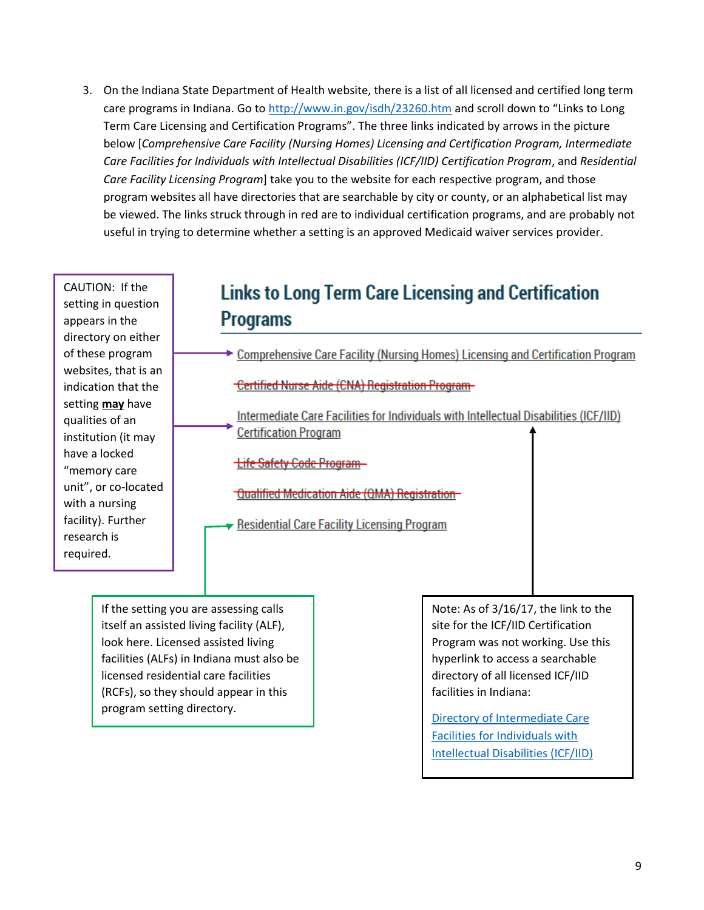3. On the Indiana State Department of Health website, there is a list of all licensed and certified long term care programs in Indiana. Go to http://www.in.gov/isdh/23260.htm and scroll down to "Links to Long Term Care Licensing and Certification Programs". The three links indicated by arrows in the picture below [*Comprehensive Care Facility (Nursing Homes) Licensing and Certification Program, Intermediate Care Facilities for Individuals with Intellectual Disabilities (ICF/IID) Certification Program*, and *Residential Care Facility Licensing Program*] take you to the website for each respective program, and those program websites all have directories that are searchable by city or county, or an alphabetical list may be viewed. The links struck through in red are to individual certification programs, and are probably not useful in trying to determine whether a setting is an approved Medicaid waiver services provider.

CAUTION: If the setting in question appears in the directory on either of these program websites, that is an indication that the setting **may** have qualities of an institution (it may have a locked "memory care unit", or co-located with a nursing facility). Further research is required.

## Links to Long Term Care Licensing and Certification Programs

- Comprehensive Care Facility (Nursing Homes) Licensing and Certification Program
- ~~Certified Nurse Aide (CNA) Registration Program~~
- Intermediate Care Facilities for Individuals with Intellectual Disabilities (ICF/IID) Certification Program
- ~~Life Safety Code Program~~
- ~~Qualified Medication Aide (QMA) Registration~~
- Residential Care Facility Licensing Program

If the setting you are assessing calls itself an assisted living facility (ALF), look here. Licensed assisted living facilities (ALFs) in Indiana must also be licensed residential care facilities (RCFs), so they should appear in this program setting directory.

Note: As of 3/16/17, the link to the site for the ICF/IID Certification Program was not working. Use this hyperlink to access a searchable directory of all licensed ICF/IID facilities in Indiana:

Directory of Intermediate Care Facilities for Individuals with Intellectual Disabilities (ICF/IID)